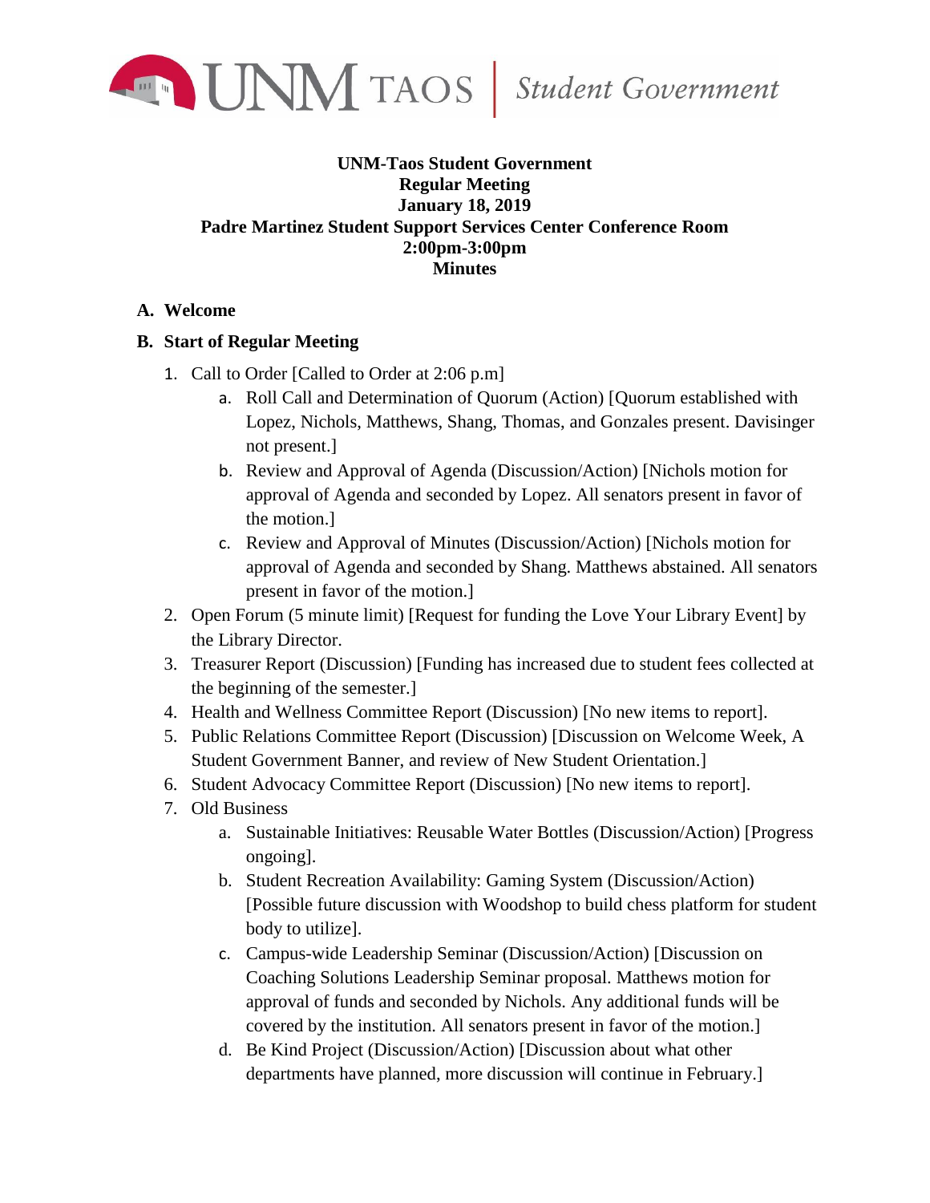UNM TAOS | *Student Government*

**UNM-Taos Student Government**
**Regular Meeting**
**January 18, 2019**
**Padre Martinez Student Support Services Center Conference Room**
**2:00pm-3:00pm**
**Minutes**

**A. Welcome**

**B. Start of Regular Meeting**

1. Call to Order [Called to Order at 2:06 p.m]
   a. Roll Call and Determination of Quorum (Action) [Quorum established with Lopez, Nichols, Matthews, Shang, Thomas, and Gonzales present. Davisinger not present.]
   b. Review and Approval of Agenda (Discussion/Action) [Nichols motion for approval of Agenda and seconded by Lopez. All senators present in favor of the motion.]
   c. Review and Approval of Minutes (Discussion/Action) [Nichols motion for approval of Agenda and seconded by Shang. Matthews abstained. All senators present in favor of the motion.]
2. Open Forum (5 minute limit) [Request for funding the Love Your Library Event] by the Library Director.
3. Treasurer Report (Discussion) [Funding has increased due to student fees collected at the beginning of the semester.]
4. Health and Wellness Committee Report (Discussion) [No new items to report].
5. Public Relations Committee Report (Discussion) [Discussion on Welcome Week, A Student Government Banner, and review of New Student Orientation.]
6. Student Advocacy Committee Report (Discussion) [No new items to report].
7. Old Business
   a. Sustainable Initiatives: Reusable Water Bottles (Discussion/Action) [Progress ongoing].
   b. Student Recreation Availability: Gaming System (Discussion/Action) [Possible future discussion with Woodshop to build chess platform for student body to utilize].
   c. Campus-wide Leadership Seminar (Discussion/Action) [Discussion on Coaching Solutions Leadership Seminar proposal. Matthews motion for approval of funds and seconded by Nichols. Any additional funds will be covered by the institution. All senators present in favor of the motion.]
   d. Be Kind Project (Discussion/Action) [Discussion about what other departments have planned, more discussion will continue in February.]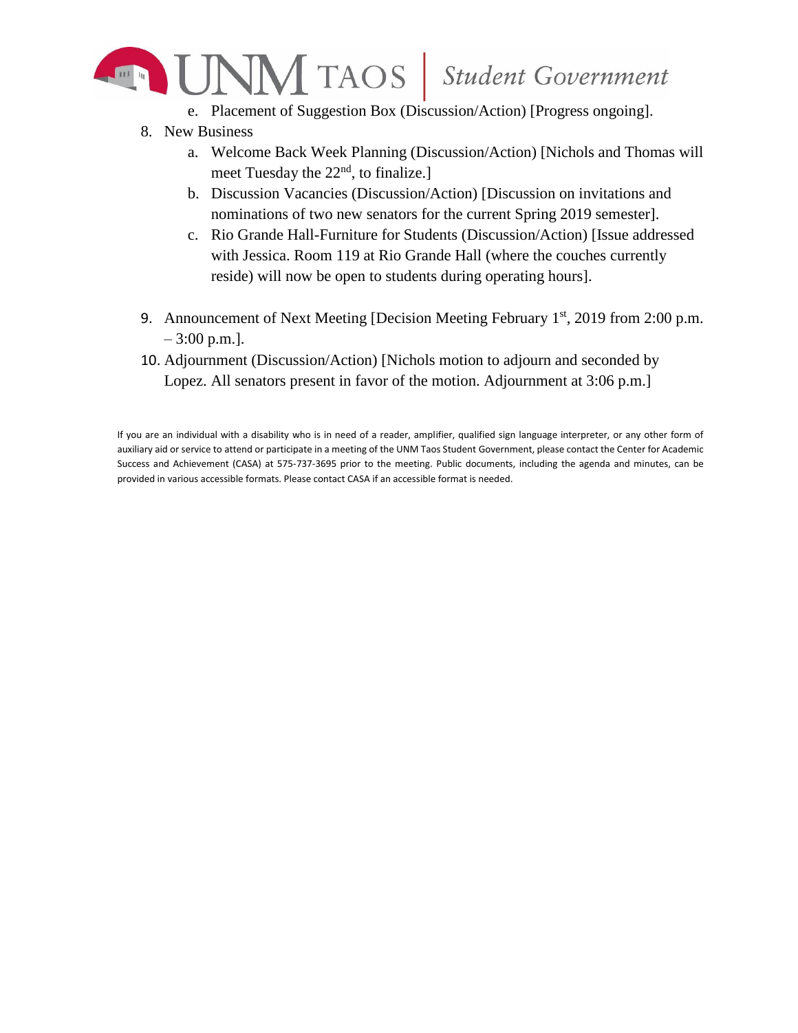e. Placement of Suggestion Box (Discussion/Action) [Progress ongoing].

8. New Business
   a. Welcome Back Week Planning (Discussion/Action) [Nichols and Thomas will meet Tuesday the 22nd, to finalize.]
   b. Discussion Vacancies (Discussion/Action) [Discussion on invitations and nominations of two new senators for the current Spring 2019 semester].
   c. Rio Grande Hall-Furniture for Students (Discussion/Action) [Issue addressed with Jessica. Room 119 at Rio Grande Hall (where the couches currently reside) will now be open to students during operating hours].

9. Announcement of Next Meeting [Decision Meeting February 1st, 2019 from 2:00 p.m. – 3:00 p.m.].
10. Adjournment (Discussion/Action) [Nichols motion to adjourn and seconded by Lopez. All senators present in favor of the motion. Adjournment at 3:06 p.m.]

If you are an individual with a disability who is in need of a reader, amplifier, qualified sign language interpreter, or any other form of auxiliary aid or service to attend or participate in a meeting of the UNM Taos Student Government, please contact the Center for Academic Success and Achievement (CASA) at 575-737-3695 prior to the meeting. Public documents, including the agenda and minutes, can be provided in various accessible formats. Please contact CASA if an accessible format is needed.